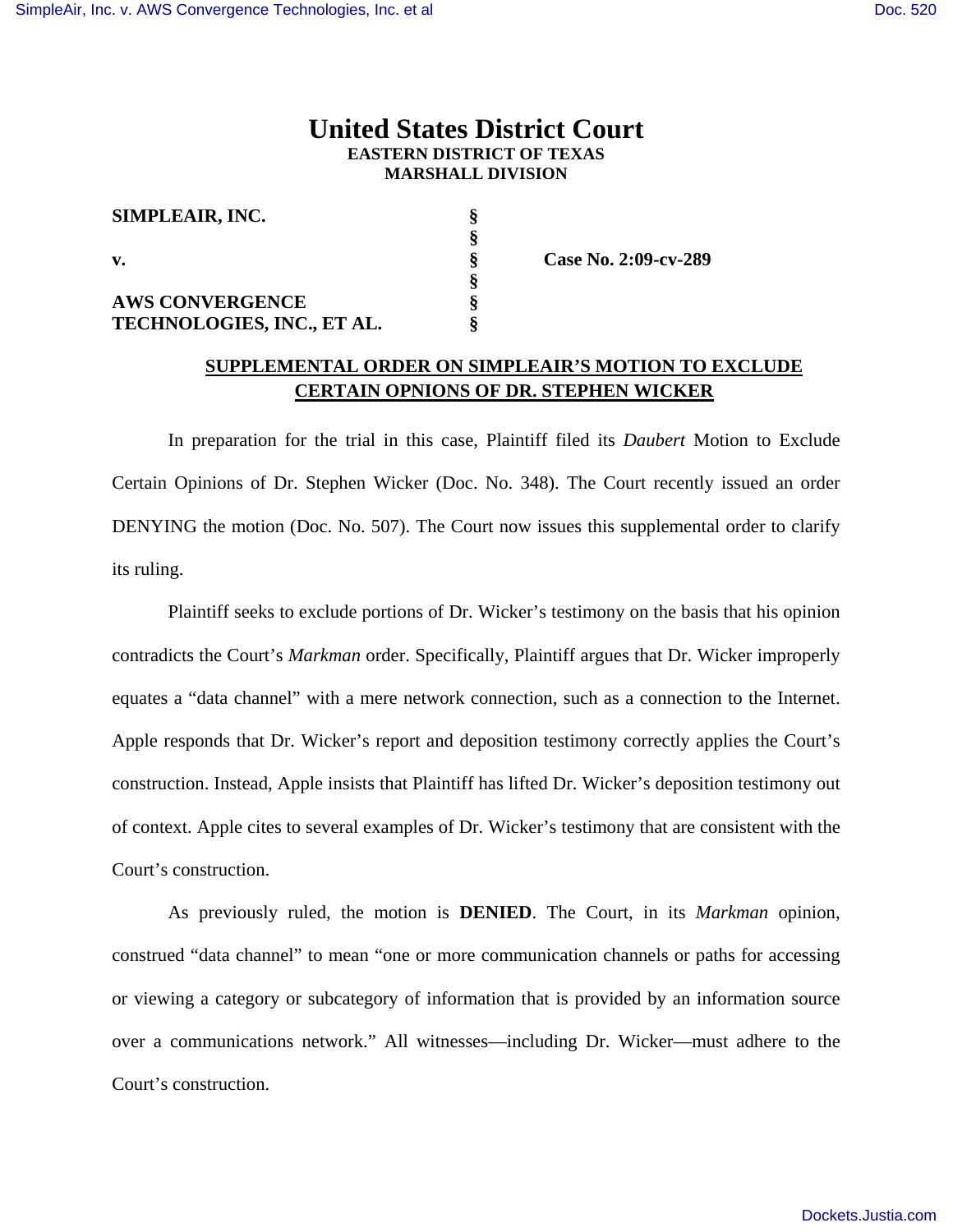# United States District Court
**EASTERN DISTRICT OF TEXAS**
**MARSHALL DIVISION**

| | | |
|---|---|---|
| **SIMPLEAIR, INC.** | § | |
| | § | |
| **v.** | § | **Case No. 2:09-cv-289** |
| | § | |
| **AWS CONVERGENCE TECHNOLOGIES, INC., ET AL.** | § | |

**SUPPLEMENTAL ORDER ON SIMPLEAIR'S MOTION TO EXCLUDE CERTAIN OPNIONS OF DR. STEPHEN WICKER**

In preparation for the trial in this case, Plaintiff filed its *Daubert* Motion to Exclude Certain Opinions of Dr. Stephen Wicker (Doc. No. 348). The Court recently issued an order DENYING the motion (Doc. No. 507). The Court now issues this supplemental order to clarify its ruling.

Plaintiff seeks to exclude portions of Dr. Wicker's testimony on the basis that his opinion contradicts the Court's *Markman* order. Specifically, Plaintiff argues that Dr. Wicker improperly equates a "data channel" with a mere network connection, such as a connection to the Internet. Apple responds that Dr. Wicker's report and deposition testimony correctly applies the Court's construction. Instead, Apple insists that Plaintiff has lifted Dr. Wicker's deposition testimony out of context. Apple cites to several examples of Dr. Wicker's testimony that are consistent with the Court's construction.

As previously ruled, the motion is **DENIED**. The Court, in its *Markman* opinion, construed "data channel" to mean "one or more communication channels or paths for accessing or viewing a category or subcategory of information that is provided by an information source over a communications network." All witnesses—including Dr. Wicker—must adhere to the Court's construction.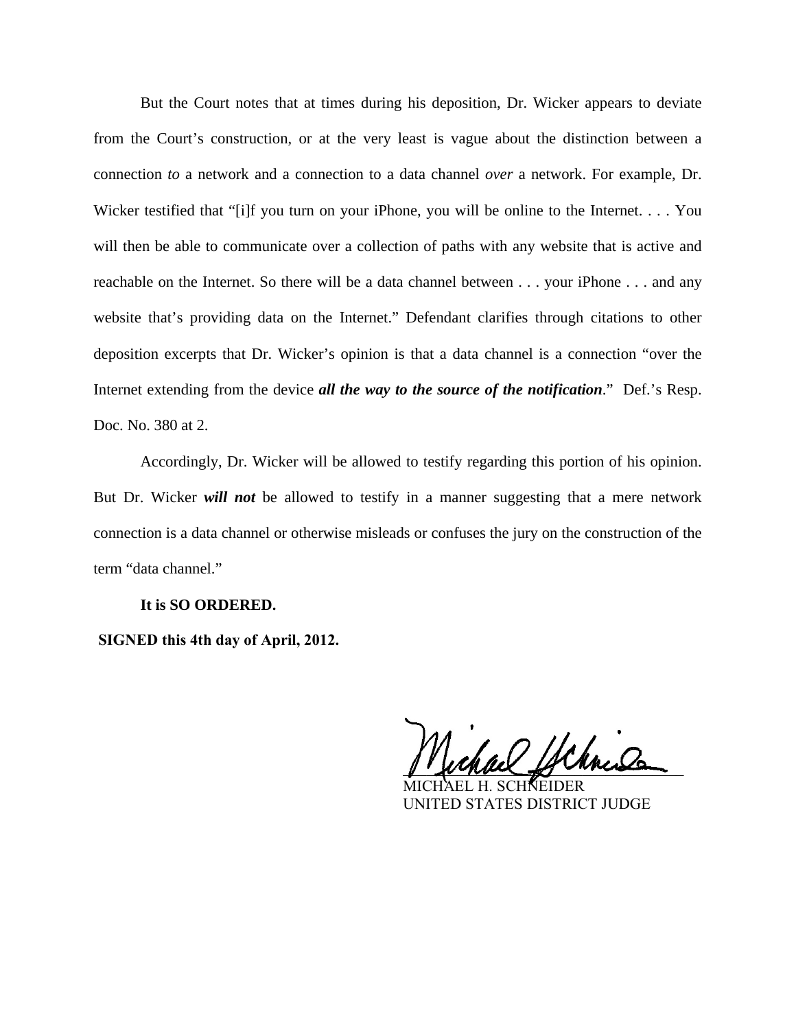But the Court notes that at times during his deposition, Dr. Wicker appears to deviate from the Court's construction, or at the very least is vague about the distinction between a connection *to* a network and a connection to a data channel *over* a network. For example, Dr. Wicker testified that "[i]f you turn on your iPhone, you will be online to the Internet. . . . You will then be able to communicate over a collection of paths with any website that is active and reachable on the Internet. So there will be a data channel between . . . your iPhone . . . and any website that's providing data on the Internet." Defendant clarifies through citations to other deposition excerpts that Dr. Wicker's opinion is that a data channel is a connection "over the Internet extending from the device ***all the way to the source of the notification***." Def.'s Resp. Doc. No. 380 at 2.

Accordingly, Dr. Wicker will be allowed to testify regarding this portion of his opinion. But Dr. Wicker ***will not*** be allowed to testify in a manner suggesting that a mere network connection is a data channel or otherwise misleads or confuses the jury on the construction of the term "data channel."

**It is SO ORDERED.**

**SIGNED this 4th day of April, 2012.**

MICHAEL H. SCHNEIDER
UNITED STATES DISTRICT JUDGE